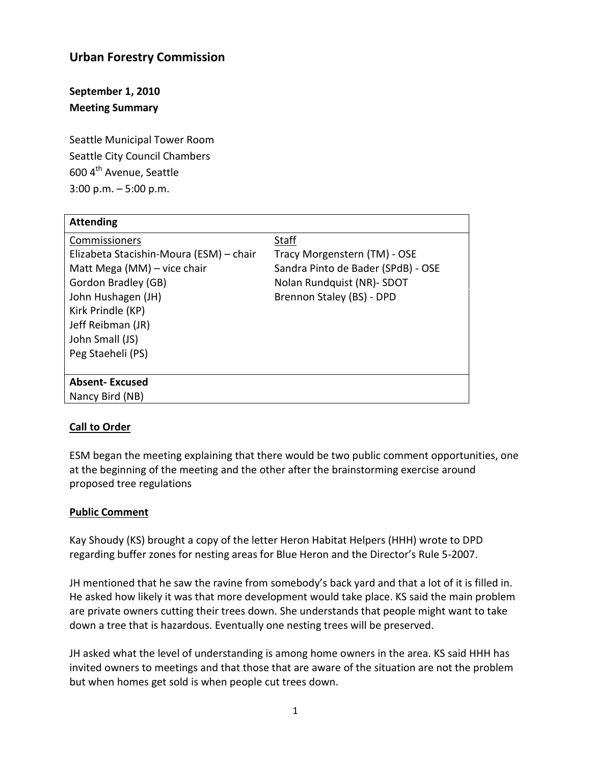# Urban Forestry Commission

**September 1, 2010**
**Meeting Summary**

Seattle Municipal Tower Room
Seattle City Council Chambers
600 4th Avenue, Seattle
3:00 p.m. – 5:00 p.m.

| **Attending** | |
|---|---|
| Commissioners | Staff |
| Elizabeta Stacishin-Moura (ESM) – chair | Tracy Morgenstern (TM) - OSE |
| Matt Mega (MM) – vice chair | Sandra Pinto de Bader (SPdB) - OSE |
| Gordon Bradley (GB) | Nolan Rundquist (NR)- SDOT |
| John Hushagen (JH) | Brennon Staley (BS) - DPD |
| Kirk Prindle (KP) | |
| Jeff Reibman (JR) | |
| John Small (JS) | |
| Peg Staeheli (PS) | |
| **Absent- Excused** | |
| Nancy Bird (NB) | |

## Call to Order

ESM began the meeting explaining that there would be two public comment opportunities, one at the beginning of the meeting and the other after the brainstorming exercise around proposed tree regulations

## Public Comment

Kay Shoudy (KS) brought a copy of the letter Heron Habitat Helpers (HHH) wrote to DPD regarding buffer zones for nesting areas for Blue Heron and the Director's Rule 5-2007.

JH mentioned that he saw the ravine from somebody's back yard and that a lot of it is filled in. He asked how likely it was that more development would take place. KS said the main problem are private owners cutting their trees down. She understands that people might want to take down a tree that is hazardous. Eventually one nesting trees will be preserved.

JH asked what the level of understanding is among home owners in the area. KS said HHH has invited owners to meetings and that those that are aware of the situation are not the problem but when homes get sold is when people cut trees down.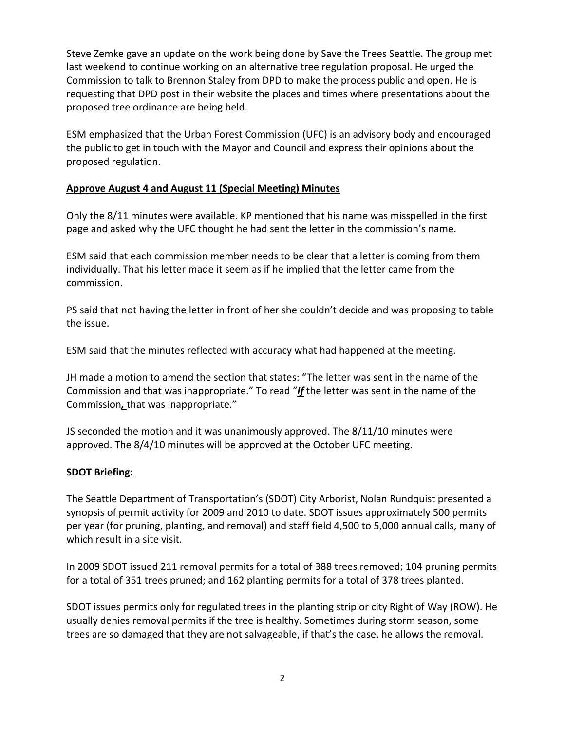Steve Zemke gave an update on the work being done by Save the Trees Seattle. The group met last weekend to continue working on an alternative tree regulation proposal. He urged the Commission to talk to Brennon Staley from DPD to make the process public and open. He is requesting that DPD post in their website the places and times where presentations about the proposed tree ordinance are being held.

ESM emphasized that the Urban Forest Commission (UFC) is an advisory body and encouraged the public to get in touch with the Mayor and Council and express their opinions about the proposed regulation.

**Approve August 4 and August 11 (Special Meeting) Minutes**

Only the 8/11 minutes were available. KP mentioned that his name was misspelled in the first page and asked why the UFC thought he had sent the letter in the commission's name.

ESM said that each commission member needs to be clear that a letter is coming from them individually. That his letter made it seem as if he implied that the letter came from the commission.

PS said that not having the letter in front of her she couldn't decide and was proposing to table the issue.

ESM said that the minutes reflected with accuracy what had happened at the meeting.

JH made a motion to amend the section that states: "The letter was sent in the name of the Commission and that was inappropriate." To read "***If*** the letter was sent in the name of the Commission***,*** that was inappropriate."

JS seconded the motion and it was unanimously approved. The 8/11/10 minutes were approved. The 8/4/10 minutes will be approved at the October UFC meeting.

**SDOT Briefing:**

The Seattle Department of Transportation's (SDOT) City Arborist, Nolan Rundquist presented a synopsis of permit activity for 2009 and 2010 to date. SDOT issues approximately 500 permits per year (for pruning, planting, and removal) and staff field 4,500 to 5,000 annual calls, many of which result in a site visit.

In 2009 SDOT issued 211 removal permits for a total of 388 trees removed; 104 pruning permits for a total of 351 trees pruned; and 162 planting permits for a total of 378 trees planted.

SDOT issues permits only for regulated trees in the planting strip or city Right of Way (ROW). He usually denies removal permits if the tree is healthy. Sometimes during storm season, some trees are so damaged that they are not salvageable, if that's the case, he allows the removal.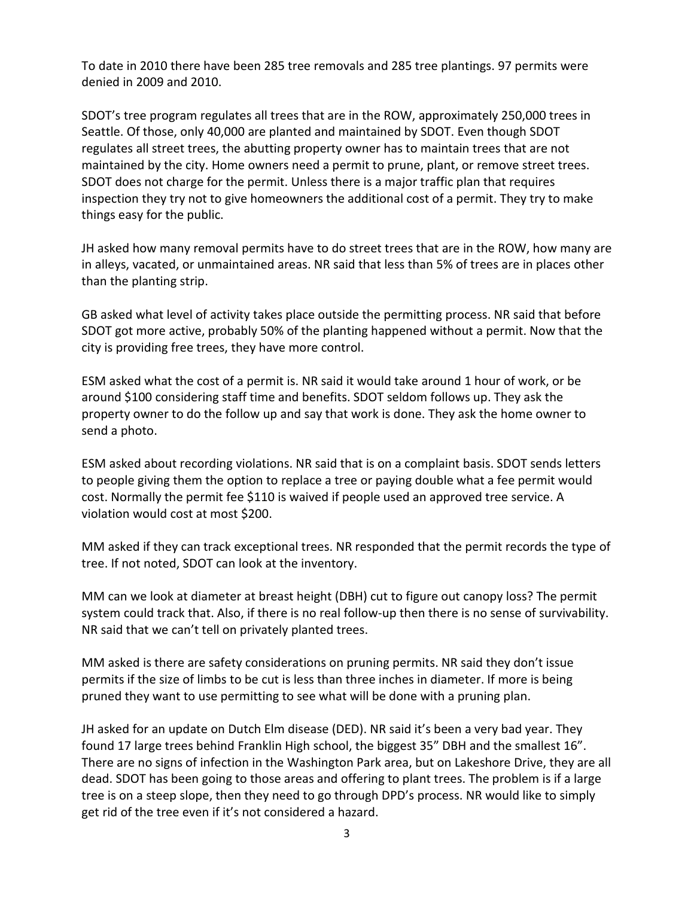To date in 2010 there have been 285 tree removals and 285 tree plantings. 97 permits were denied in 2009 and 2010.

SDOT's tree program regulates all trees that are in the ROW, approximately 250,000 trees in Seattle. Of those, only 40,000 are planted and maintained by SDOT. Even though SDOT regulates all street trees, the abutting property owner has to maintain trees that are not maintained by the city. Home owners need a permit to prune, plant, or remove street trees. SDOT does not charge for the permit. Unless there is a major traffic plan that requires inspection they try not to give homeowners the additional cost of a permit. They try to make things easy for the public.

JH asked how many removal permits have to do street trees that are in the ROW, how many are in alleys, vacated, or unmaintained areas. NR said that less than 5% of trees are in places other than the planting strip.

GB asked what level of activity takes place outside the permitting process. NR said that before SDOT got more active, probably 50% of the planting happened without a permit. Now that the city is providing free trees, they have more control.

ESM asked what the cost of a permit is. NR said it would take around 1 hour of work, or be around $100 considering staff time and benefits. SDOT seldom follows up. They ask the property owner to do the follow up and say that work is done. They ask the home owner to send a photo.

ESM asked about recording violations. NR said that is on a complaint basis. SDOT sends letters to people giving them the option to replace a tree or paying double what a fee permit would cost. Normally the permit fee $110 is waived if people used an approved tree service. A violation would cost at most $200.

MM asked if they can track exceptional trees. NR responded that the permit records the type of tree. If not noted, SDOT can look at the inventory.

MM can we look at diameter at breast height (DBH) cut to figure out canopy loss? The permit system could track that. Also, if there is no real follow-up then there is no sense of survivability. NR said that we can't tell on privately planted trees.

MM asked is there are safety considerations on pruning permits. NR said they don't issue permits if the size of limbs to be cut is less than three inches in diameter. If more is being pruned they want to use permitting to see what will be done with a pruning plan.

JH asked for an update on Dutch Elm disease (DED). NR said it's been a very bad year. They found 17 large trees behind Franklin High school, the biggest 35" DBH and the smallest 16". There are no signs of infection in the Washington Park area, but on Lakeshore Drive, they are all dead. SDOT has been going to those areas and offering to plant trees. The problem is if a large tree is on a steep slope, then they need to go through DPD's process. NR would like to simply get rid of the tree even if it's not considered a hazard.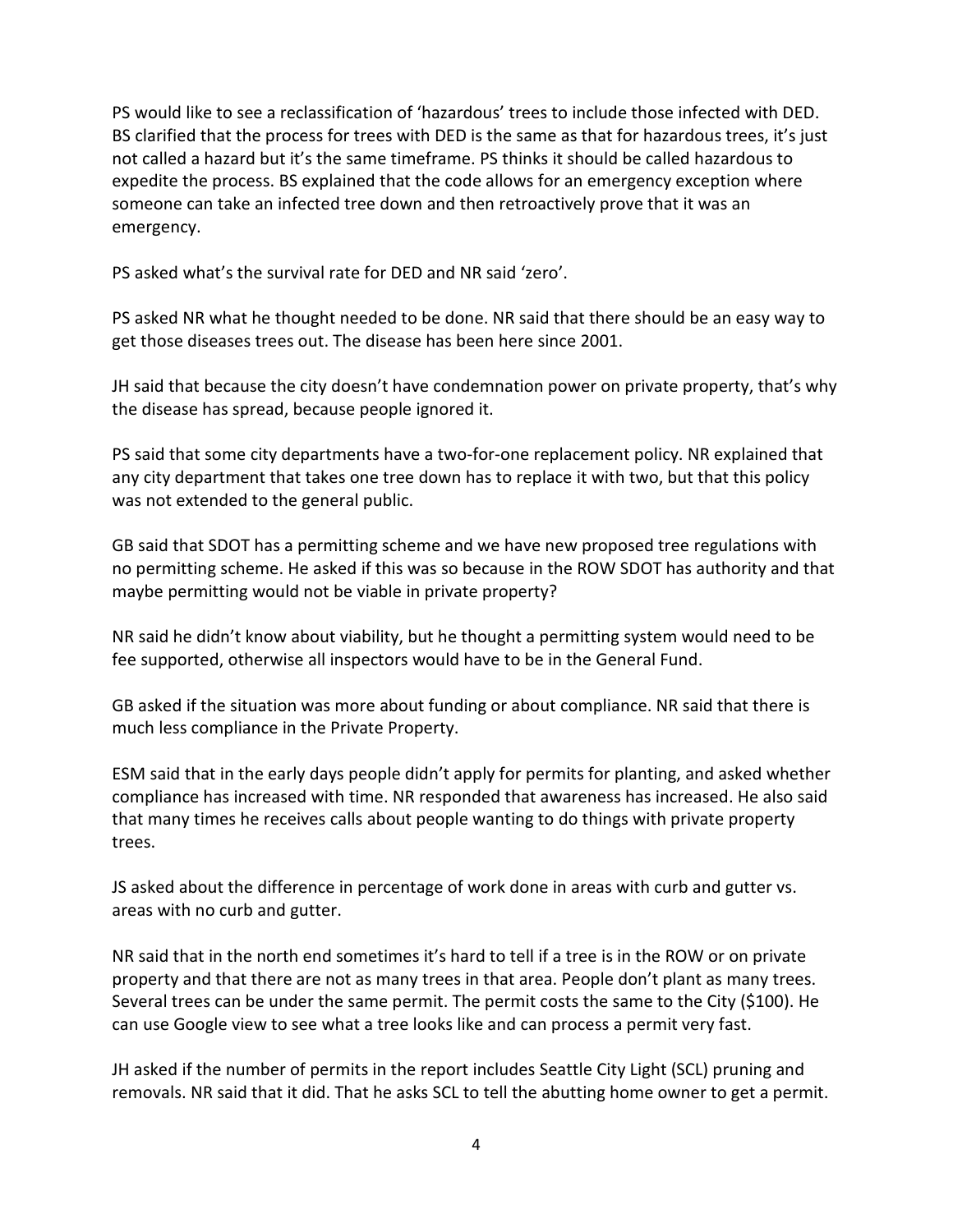PS would like to see a reclassification of 'hazardous' trees to include those infected with DED. BS clarified that the process for trees with DED is the same as that for hazardous trees, it's just not called a hazard but it's the same timeframe. PS thinks it should be called hazardous to expedite the process. BS explained that the code allows for an emergency exception where someone can take an infected tree down and then retroactively prove that it was an emergency.

PS asked what's the survival rate for DED and NR said 'zero'.

PS asked NR what he thought needed to be done. NR said that there should be an easy way to get those diseases trees out. The disease has been here since 2001.

JH said that because the city doesn't have condemnation power on private property, that's why the disease has spread, because people ignored it.

PS said that some city departments have a two-for-one replacement policy. NR explained that any city department that takes one tree down has to replace it with two, but that this policy was not extended to the general public.

GB said that SDOT has a permitting scheme and we have new proposed tree regulations with no permitting scheme. He asked if this was so because in the ROW SDOT has authority and that maybe permitting would not be viable in private property?

NR said he didn't know about viability, but he thought a permitting system would need to be fee supported, otherwise all inspectors would have to be in the General Fund.

GB asked if the situation was more about funding or about compliance. NR said that there is much less compliance in the Private Property.

ESM said that in the early days people didn't apply for permits for planting, and asked whether compliance has increased with time. NR responded that awareness has increased. He also said that many times he receives calls about people wanting to do things with private property trees.

JS asked about the difference in percentage of work done in areas with curb and gutter vs. areas with no curb and gutter.

NR said that in the north end sometimes it's hard to tell if a tree is in the ROW or on private property and that there are not as many trees in that area. People don't plant as many trees. Several trees can be under the same permit. The permit costs the same to the City ($100). He can use Google view to see what a tree looks like and can process a permit very fast.

JH asked if the number of permits in the report includes Seattle City Light (SCL) pruning and removals. NR said that it did. That he asks SCL to tell the abutting home owner to get a permit.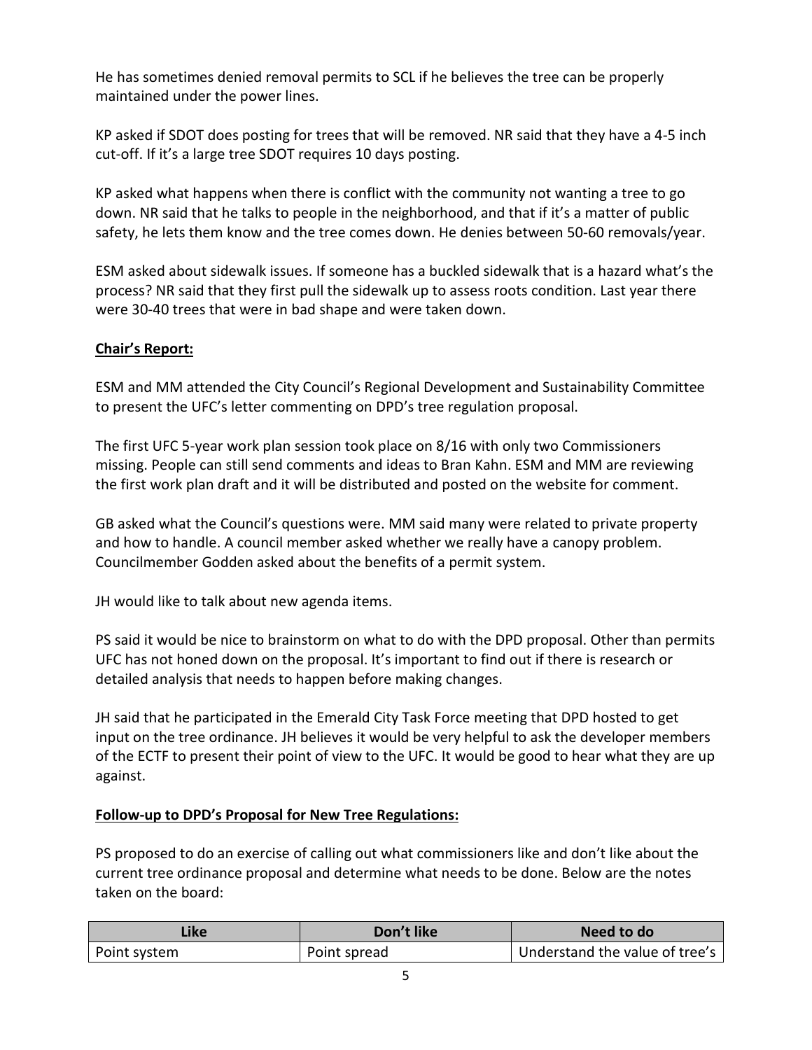He has sometimes denied removal permits to SCL if he believes the tree can be properly maintained under the power lines.

KP asked if SDOT does posting for trees that will be removed. NR said that they have a 4-5 inch cut-off. If it's a large tree SDOT requires 10 days posting.

KP asked what happens when there is conflict with the community not wanting a tree to go down. NR said that he talks to people in the neighborhood, and that if it's a matter of public safety, he lets them know and the tree comes down. He denies between 50-60 removals/year.

ESM asked about sidewalk issues. If someone has a buckled sidewalk that is a hazard what's the process? NR said that they first pull the sidewalk up to assess roots condition. Last year there were 30-40 trees that were in bad shape and were taken down.

**Chair's Report:**

ESM and MM attended the City Council's Regional Development and Sustainability Committee to present the UFC's letter commenting on DPD's tree regulation proposal.

The first UFC 5-year work plan session took place on 8/16 with only two Commissioners missing. People can still send comments and ideas to Bran Kahn. ESM and MM are reviewing the first work plan draft and it will be distributed and posted on the website for comment.

GB asked what the Council's questions were. MM said many were related to private property and how to handle. A council member asked whether we really have a canopy problem. Councilmember Godden asked about the benefits of a permit system.

JH would like to talk about new agenda items.

PS said it would be nice to brainstorm on what to do with the DPD proposal. Other than permits UFC has not honed down on the proposal. It's important to find out if there is research or detailed analysis that needs to happen before making changes.

JH said that he participated in the Emerald City Task Force meeting that DPD hosted to get input on the tree ordinance. JH believes it would be very helpful to ask the developer members of the ECTF to present their point of view to the UFC. It would be good to hear what they are up against.

**Follow-up to DPD's Proposal for New Tree Regulations:**

PS proposed to do an exercise of calling out what commissioners like and don't like about the current tree ordinance proposal and determine what needs to be done. Below are the notes taken on the board:

| Like | Don't like | Need to do |
|---|---|---|
| Point system | Point spread | Understand the value of tree's |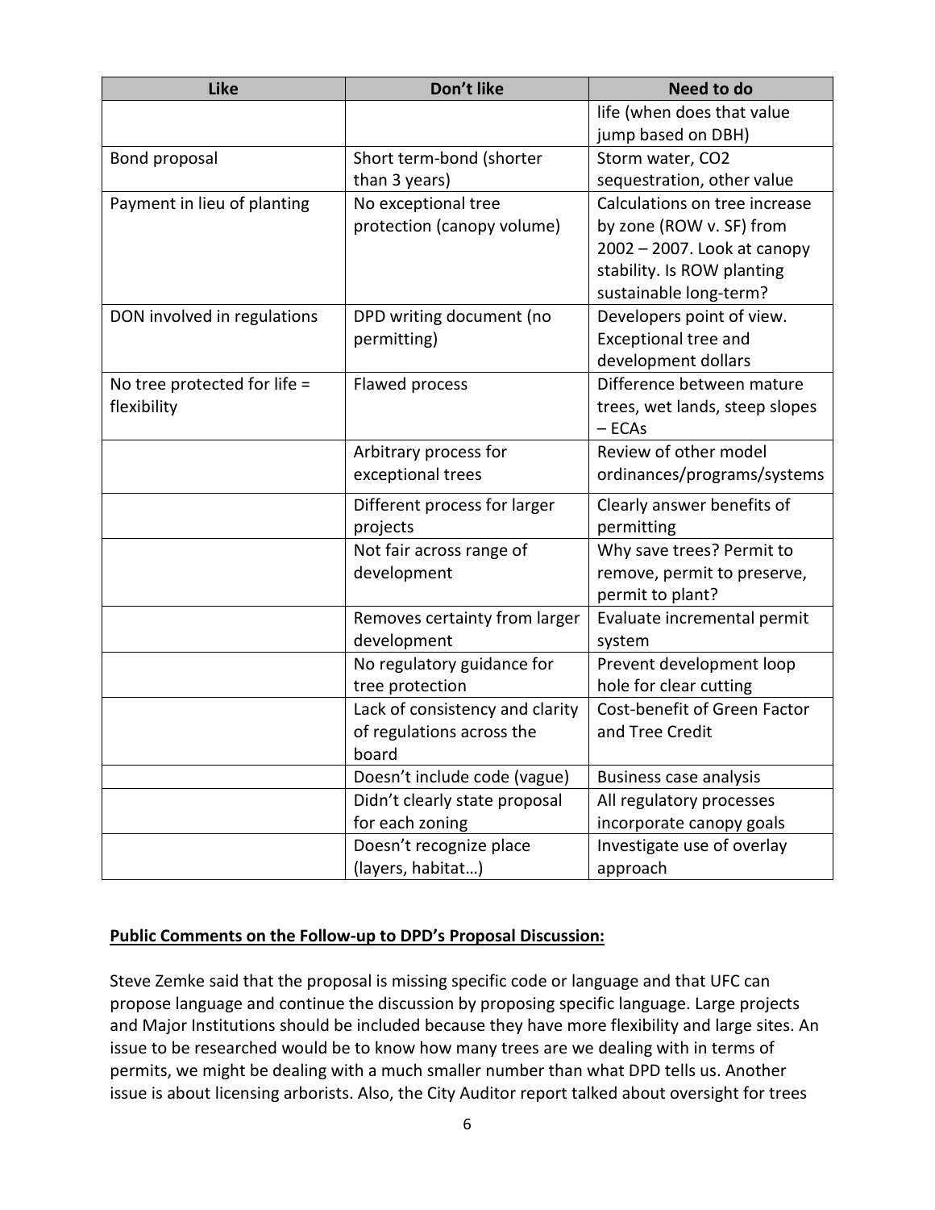| Like | Don't like | Need to do |
|---|---|---|
| | | life (when does that value jump based on DBH) |
| Bond proposal | Short term-bond (shorter than 3 years) | Storm water, CO2 sequestration, other value |
| Payment in lieu of planting | No exceptional tree protection (canopy volume) | Calculations on tree increase by zone (ROW v. SF) from 2002 – 2007. Look at canopy stability. Is ROW planting sustainable long-term? |
| DON involved in regulations | DPD writing document (no permitting) | Developers point of view. Exceptional tree and development dollars |
| No tree protected for life = flexibility | Flawed process | Difference between mature trees, wet lands, steep slopes – ECAs |
| | Arbitrary process for exceptional trees | Review of other model ordinances/programs/systems |
| | Different process for larger projects | Clearly answer benefits of permitting |
| | Not fair across range of development | Why save trees? Permit to remove, permit to preserve, permit to plant? |
| | Removes certainty from larger development | Evaluate incremental permit system |
| | No regulatory guidance for tree protection | Prevent development loop hole for clear cutting |
| | Lack of consistency and clarity of regulations across the board | Cost-benefit of Green Factor and Tree Credit |
| | Doesn't include code (vague) | Business case analysis |
| | Didn't clearly state proposal for each zoning | All regulatory processes incorporate canopy goals |
| | Doesn't recognize place (layers, habitat…) | Investigate use of overlay approach |

**Public Comments on the Follow-up to DPD's Proposal Discussion:**

Steve Zemke said that the proposal is missing specific code or language and that UFC can propose language and continue the discussion by proposing specific language. Large projects and Major Institutions should be included because they have more flexibility and large sites. An issue to be researched would be to know how many trees are we dealing with in terms of permits, we might be dealing with a much smaller number than what DPD tells us. Another issue is about licensing arborists. Also, the City Auditor report talked about oversight for trees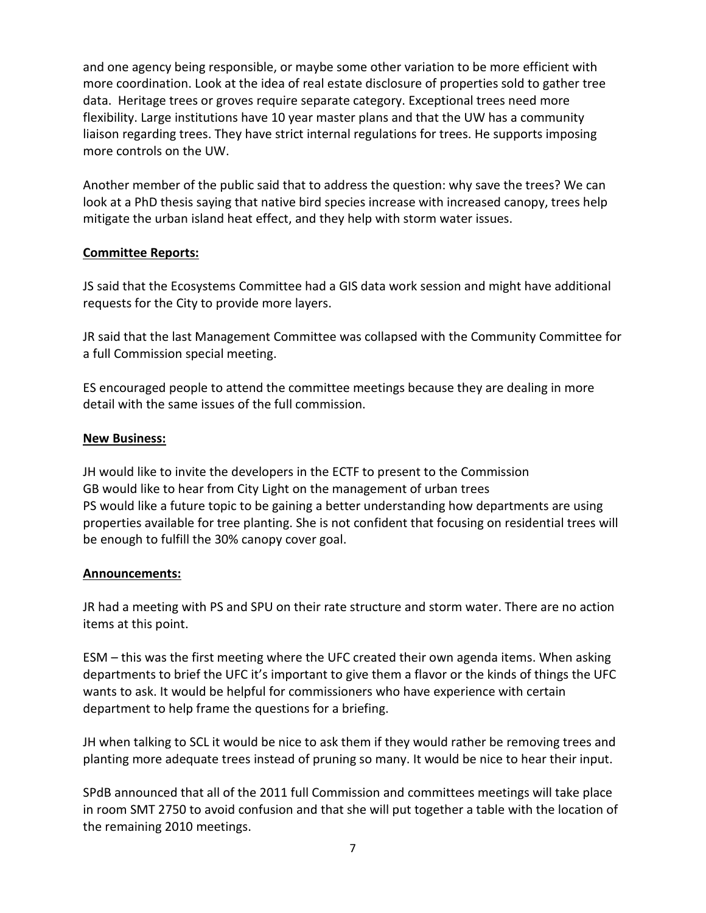and one agency being responsible, or maybe some other variation to be more efficient with more coordination. Look at the idea of real estate disclosure of properties sold to gather tree data. Heritage trees or groves require separate category. Exceptional trees need more flexibility. Large institutions have 10 year master plans and that the UW has a community liaison regarding trees. They have strict internal regulations for trees. He supports imposing more controls on the UW.

Another member of the public said that to address the question: why save the trees? We can look at a PhD thesis saying that native bird species increase with increased canopy, trees help mitigate the urban island heat effect, and they help with storm water issues.

**Committee Reports:**

JS said that the Ecosystems Committee had a GIS data work session and might have additional requests for the City to provide more layers.

JR said that the last Management Committee was collapsed with the Community Committee for a full Commission special meeting.

ES encouraged people to attend the committee meetings because they are dealing in more detail with the same issues of the full commission.

**New Business:**

JH would like to invite the developers in the ECTF to present to the Commission
GB would like to hear from City Light on the management of urban trees
PS would like a future topic to be gaining a better understanding how departments are using properties available for tree planting. She is not confident that focusing on residential trees will be enough to fulfill the 30% canopy cover goal.

**Announcements:**

JR had a meeting with PS and SPU on their rate structure and storm water. There are no action items at this point.

ESM – this was the first meeting where the UFC created their own agenda items. When asking departments to brief the UFC it's important to give them a flavor or the kinds of things the UFC wants to ask. It would be helpful for commissioners who have experience with certain department to help frame the questions for a briefing.

JH when talking to SCL it would be nice to ask them if they would rather be removing trees and planting more adequate trees instead of pruning so many. It would be nice to hear their input.

SPdB announced that all of the 2011 full Commission and committees meetings will take place in room SMT 2750 to avoid confusion and that she will put together a table with the location of the remaining 2010 meetings.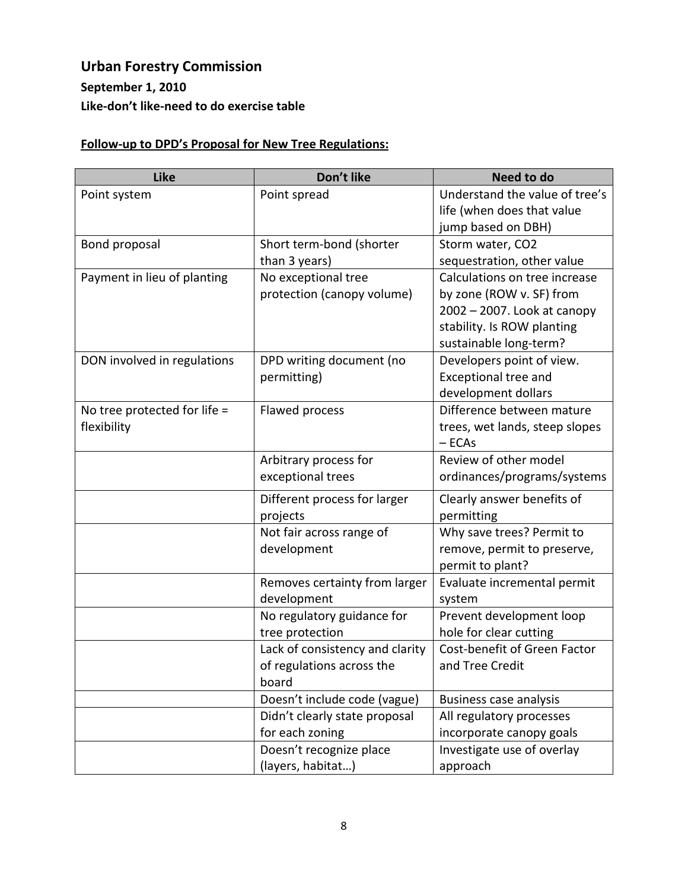## Urban Forestry Commission

**September 1, 2010**

**Like-don't like-need to do exercise table**

**Follow-up to DPD's Proposal for New Tree Regulations:**

| Like | Don't like | Need to do |
|---|---|---|
| Point system | Point spread | Understand the value of tree's life (when does that value jump based on DBH) |
| Bond proposal | Short term-bond (shorter than 3 years) | Storm water, $CO_2$ sequestration, other value |
| Payment in lieu of planting | No exceptional tree protection (canopy volume) | Calculations on tree increase by zone (ROW v. SF) from 2002 – 2007. Look at canopy stability. Is ROW planting sustainable long-term? |
| DON involved in regulations | DPD writing document (no permitting) | Developers point of view. Exceptional tree and development dollars |
| No tree protected for life = flexibility | Flawed process | Difference between mature trees, wet lands, steep slopes – ECAs |
| | Arbitrary process for exceptional trees | Review of other model ordinances/programs/systems |
| | Different process for larger projects | Clearly answer benefits of permitting |
| | Not fair across range of development | Why save trees? Permit to remove, permit to preserve, permit to plant? |
| | Removes certainty from larger development | Evaluate incremental permit system |
| | No regulatory guidance for tree protection | Prevent development loop hole for clear cutting |
| | Lack of consistency and clarity of regulations across the board | Cost-benefit of Green Factor and Tree Credit |
| | Doesn't include code (vague) | Business case analysis |
| | Didn't clearly state proposal for each zoning | All regulatory processes incorporate canopy goals |
| | Doesn't recognize place (layers, habitat…) | Investigate use of overlay approach |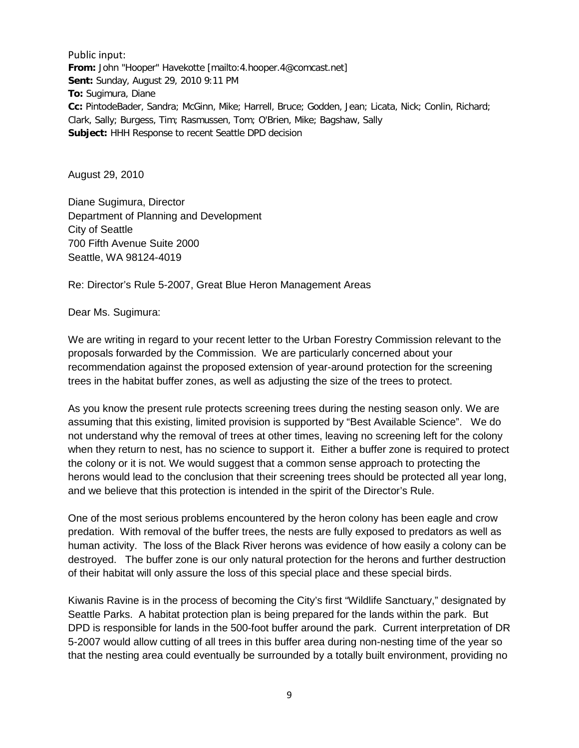Public input:

**From:** John "Hooper" Havekotte [mailto:4.hooper.4@comcast.net]
**Sent:** Sunday, August 29, 2010 9:11 PM
**To:** Sugimura, Diane
**Cc:** PintodeBader, Sandra; McGinn, Mike; Harrell, Bruce; Godden, Jean; Licata, Nick; Conlin, Richard; Clark, Sally; Burgess, Tim; Rasmussen, Tom; O'Brien, Mike; Bagshaw, Sally
**Subject:** HHH Response to recent Seattle DPD decision

August 29, 2010

Diane Sugimura, Director
Department of Planning and Development
City of Seattle
700 Fifth Avenue Suite 2000
Seattle, WA 98124-4019

Re: Director's Rule 5-2007, Great Blue Heron Management Areas

Dear Ms. Sugimura:

We are writing in regard to your recent letter to the Urban Forestry Commission relevant to the proposals forwarded by the Commission. We are particularly concerned about your recommendation against the proposed extension of year-around protection for the screening trees in the habitat buffer zones, as well as adjusting the size of the trees to protect.

As you know the present rule protects screening trees during the nesting season only. We are assuming that this existing, limited provision is supported by "Best Available Science". We do not understand why the removal of trees at other times, leaving no screening left for the colony when they return to nest, has no science to support it. Either a buffer zone is required to protect the colony or it is not. We would suggest that a common sense approach to protecting the herons would lead to the conclusion that their screening trees should be protected all year long, and we believe that this protection is intended in the spirit of the Director's Rule.

One of the most serious problems encountered by the heron colony has been eagle and crow predation. With removal of the buffer trees, the nests are fully exposed to predators as well as human activity. The loss of the Black River herons was evidence of how easily a colony can be destroyed. The buffer zone is our only natural protection for the herons and further destruction of their habitat will only assure the loss of this special place and these special birds.

Kiwanis Ravine is in the process of becoming the City's first "Wildlife Sanctuary," designated by Seattle Parks. A habitat protection plan is being prepared for the lands within the park. But DPD is responsible for lands in the 500-foot buffer around the park. Current interpretation of DR 5-2007 would allow cutting of all trees in this buffer area during non-nesting time of the year so that the nesting area could eventually be surrounded by a totally built environment, providing no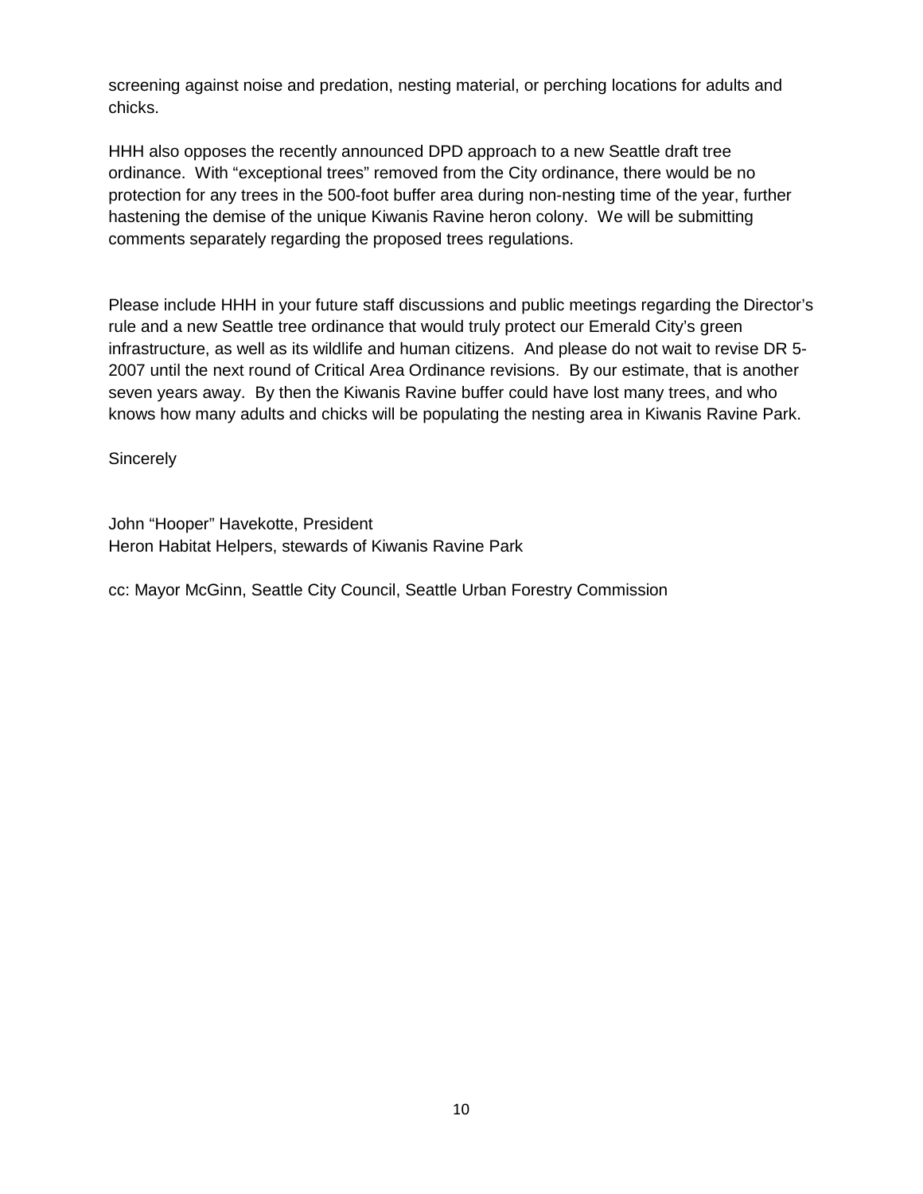screening against noise and predation, nesting material, or perching locations for adults and chicks.

HHH also opposes the recently announced DPD approach to a new Seattle draft tree ordinance. With "exceptional trees" removed from the City ordinance, there would be no protection for any trees in the 500-foot buffer area during non-nesting time of the year, further hastening the demise of the unique Kiwanis Ravine heron colony. We will be submitting comments separately regarding the proposed trees regulations.

Please include HHH in your future staff discussions and public meetings regarding the Director's rule and a new Seattle tree ordinance that would truly protect our Emerald City's green infrastructure, as well as its wildlife and human citizens. And please do not wait to revise DR 5-2007 until the next round of Critical Area Ordinance revisions. By our estimate, that is another seven years away. By then the Kiwanis Ravine buffer could have lost many trees, and who knows how many adults and chicks will be populating the nesting area in Kiwanis Ravine Park.

Sincerely

John "Hooper" Havekotte, President
Heron Habitat Helpers, stewards of Kiwanis Ravine Park

cc: Mayor McGinn, Seattle City Council, Seattle Urban Forestry Commission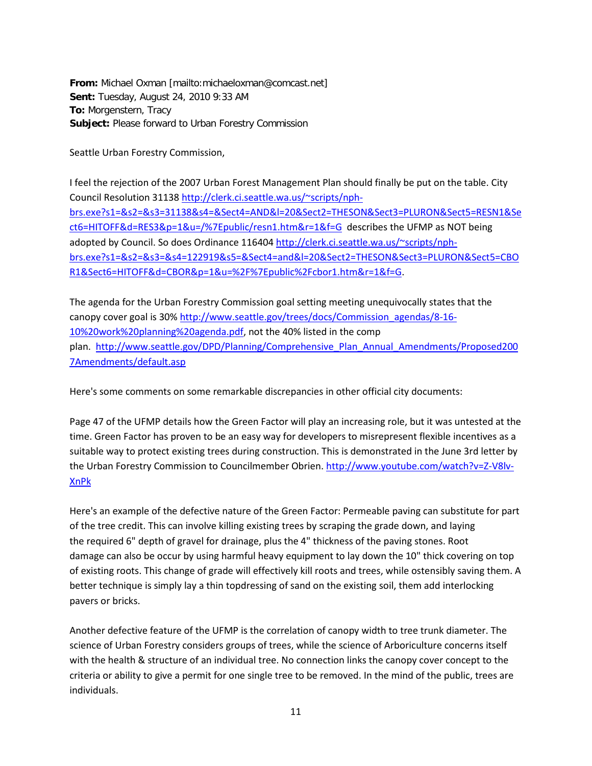**From:** Michael Oxman [mailto:michaeloxman@comcast.net]
**Sent:** Tuesday, August 24, 2010 9:33 AM
**To:** Morgenstern, Tracy
**Subject:** Please forward to Urban Forestry Commission

Seattle Urban Forestry Commission,

I feel the rejection of the 2007 Urban Forest Management Plan should finally be put on the table. City Council Resolution 31138 http://clerk.ci.seattle.wa.us/~scripts/nph-brs.exe?s1=&s2=&s3=31138&s4=&Sect4=AND&l=20&Sect2=THESON&Sect3=PLURON&Sect5=RESN1&Sect6=HITOFF&d=RES3&p=1&u=/%7Epublic/resn1.htm&r=1&f=G describes the UFMP as NOT being adopted by Council. So does Ordinance 116404 http://clerk.ci.seattle.wa.us/~scripts/nph-brs.exe?s1=&s2=&s3=&s4=122919&s5=&Sect4=and&l=20&Sect2=THESON&Sect3=PLURON&Sect5=CBOR1&Sect6=HITOFF&d=CBOR&p=1&u=%2F%7Epublic%2Fcbor1.htm&r=1&f=G.

The agenda for the Urban Forestry Commission goal setting meeting unequivocally states that the canopy cover goal is 30% http://www.seattle.gov/trees/docs/Commission_agendas/8-16-10%20work%20planning%20agenda.pdf, not the 40% listed in the comp plan. http://www.seattle.gov/DPD/Planning/Comprehensive_Plan_Annual_Amendments/Proposed2007Amendments/default.asp

Here's some comments on some remarkable discrepancies in other official city documents:

Page 47 of the UFMP details how the Green Factor will play an increasing role, but it was untested at the time. Green Factor has proven to be an easy way for developers to misrepresent flexible incentives as a suitable way to protect existing trees during construction. This is demonstrated in the June 3rd letter by the Urban Forestry Commission to Councilmember Obrien. http://www.youtube.com/watch?v=Z-V8lv-XnPk

Here's an example of the defective nature of the Green Factor: Permeable paving can substitute for part of the tree credit. This can involve killing existing trees by scraping the grade down, and laying the required 6" depth of gravel for drainage, plus the 4" thickness of the paving stones. Root damage can also be occur by using harmful heavy equipment to lay down the 10" thick covering on top of existing roots. This change of grade will effectively kill roots and trees, while ostensibly saving them. A better technique is simply lay a thin topdressing of sand on the existing soil, them add interlocking pavers or bricks.

Another defective feature of the UFMP is the correlation of canopy width to tree trunk diameter. The science of Urban Forestry considers groups of trees, while the science of Arboriculture concerns itself with the health & structure of an individual tree. No connection links the canopy cover concept to the criteria or ability to give a permit for one single tree to be removed. In the mind of the public, trees are individuals.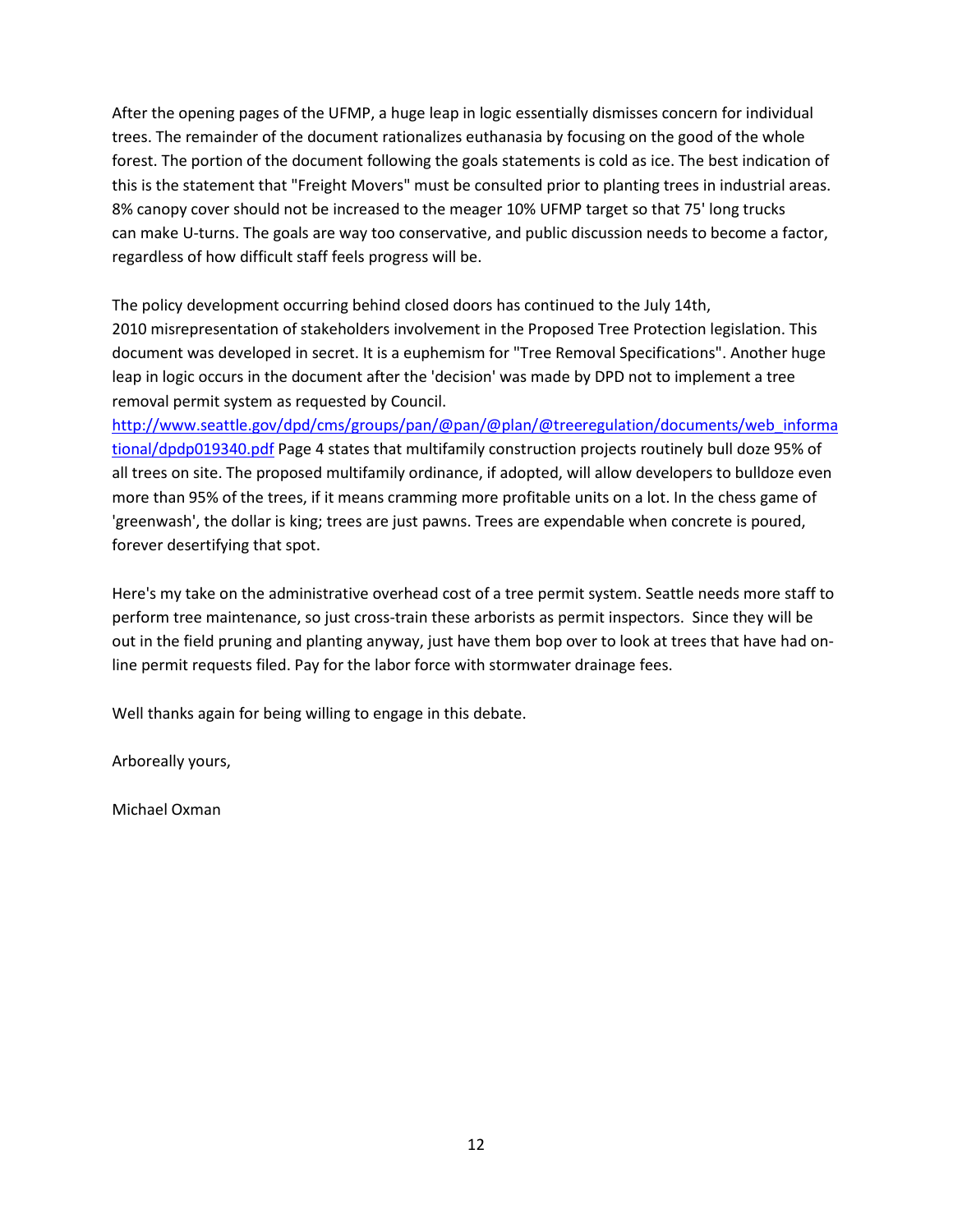After the opening pages of the UFMP, a huge leap in logic essentially dismisses concern for individual trees. The remainder of the document rationalizes euthanasia by focusing on the good of the whole forest. The portion of the document following the goals statements is cold as ice. The best indication of this is the statement that "Freight Movers" must be consulted prior to planting trees in industrial areas. 8% canopy cover should not be increased to the meager 10% UFMP target so that 75' long trucks can make U-turns. The goals are way too conservative, and public discussion needs to become a factor, regardless of how difficult staff feels progress will be.

The policy development occurring behind closed doors has continued to the July 14th, 2010 misrepresentation of stakeholders involvement in the Proposed Tree Protection legislation. This document was developed in secret. It is a euphemism for "Tree Removal Specifications". Another huge leap in logic occurs in the document after the 'decision' was made by DPD not to implement a tree removal permit system as requested by Council. [http://www.seattle.gov/dpd/cms/groups/pan/@pan/@plan/@treeregulation/documents/web_informational/dpdp019340.pdf](http://www.seattle.gov/dpd/cms/groups/pan/@pan/@plan/@treeregulation/documents/web_informational/dpdp019340.pdf) Page 4 states that multifamily construction projects routinely bull doze 95% of all trees on site. The proposed multifamily ordinance, if adopted, will allow developers to bulldoze even more than 95% of the trees, if it means cramming more profitable units on a lot. In the chess game of 'greenwash', the dollar is king; trees are just pawns. Trees are expendable when concrete is poured, forever desertifying that spot.

Here's my take on the administrative overhead cost of a tree permit system. Seattle needs more staff to perform tree maintenance, so just cross-train these arborists as permit inspectors. Since they will be out in the field pruning and planting anyway, just have them bop over to look at trees that have had on-line permit requests filed. Pay for the labor force with stormwater drainage fees.

Well thanks again for being willing to engage in this debate.

Arboreally yours,

Michael Oxman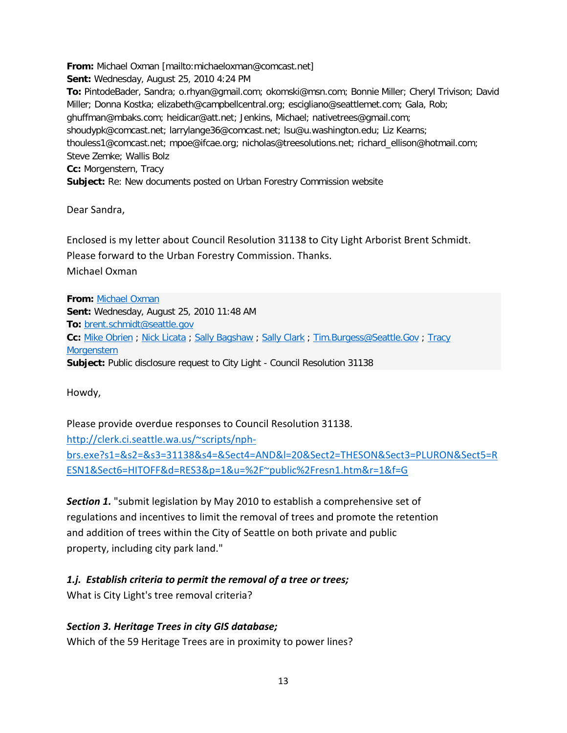**From:** Michael Oxman [mailto:michaeloxman@comcast.net]
**Sent:** Wednesday, August 25, 2010 4:24 PM
**To:** PintodeBader, Sandra; o.rhyan@gmail.com; okomski@msn.com; Bonnie Miller; Cheryl Trivison; David Miller; Donna Kostka; elizabeth@campbellcentral.org; escigliano@seattlemet.com; Gala, Rob; ghuffman@mbaks.com; heidicar@att.net; Jenkins, Michael; nativetrees@gmail.com; shoudypk@comcast.net; larrylange36@comcast.net; lsu@u.washington.edu; Liz Kearns; thouless1@comcast.net; mpoe@ifcae.org; nicholas@treesolutions.net; richard_ellison@hotmail.com; Steve Zemke; Wallis Bolz
**Cc:** Morgenstern, Tracy
**Subject:** Re: New documents posted on Urban Forestry Commission website

Dear Sandra,

Enclosed is my letter about Council Resolution 31138 to City Light Arborist Brent Schmidt.
Please forward to the Urban Forestry Commission. Thanks.
Michael Oxman

**From:** Michael Oxman
**Sent:** Wednesday, August 25, 2010 11:48 AM
**To:** brent.schmidt@seattle.gov
**Cc:** Mike Obrien ; Nick Licata ; Sally Bagshaw ; Sally Clark ; Tim.Burgess@Seattle.Gov ; Tracy Morgenstern
**Subject:** Public disclosure request to City Light - Council Resolution 31138

Howdy,

Please provide overdue responses to Council Resolution 31138.
http://clerk.ci.seattle.wa.us/~scripts/nph-brs.exe?s1=&s2=&s3=31138&s4=&Sect4=AND&l=20&Sect2=THESON&Sect3=PLURON&Sect5=RESN1&Sect6=HITOFF&d=RES3&p=1&u=%2F~public%2Fresn1.htm&r=1&f=G

***Section 1.*** "submit legislation by May 2010 to establish a comprehensive set of regulations and incentives to limit the removal of trees and promote the retention and addition of trees within the City of Seattle on both private and public property, including city park land."

***1.j. Establish criteria to permit the removal of a tree or trees;***
What is City Light's tree removal criteria?

***Section 3. Heritage Trees in city GIS database;***
Which of the 59 Heritage Trees are in proximity to power lines?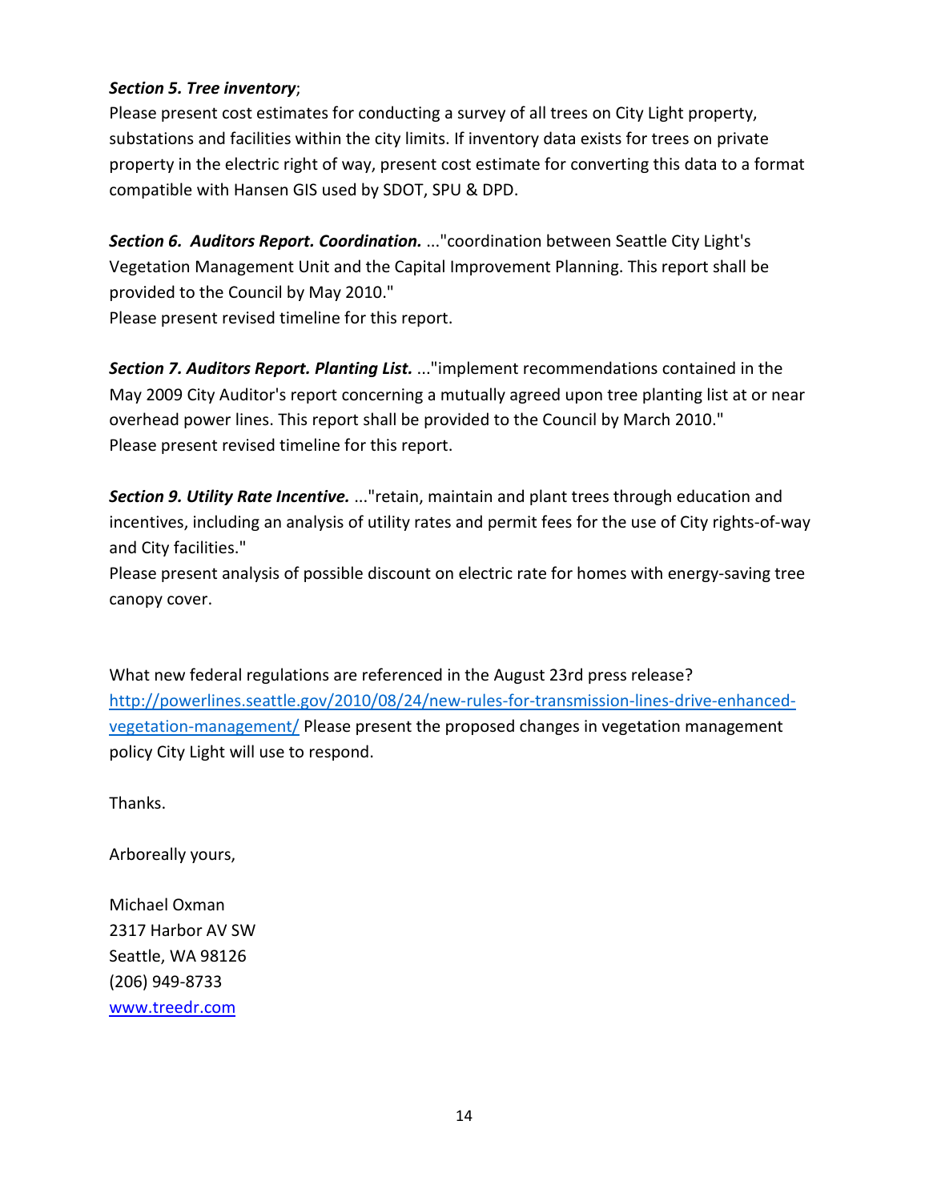***Section 5. Tree inventory***;
Please present cost estimates for conducting a survey of all trees on City Light property, substations and facilities within the city limits. If inventory data exists for trees on private property in the electric right of way, present cost estimate for converting this data to a format compatible with Hansen GIS used by SDOT, SPU & DPD.

***Section 6. Auditors Report. Coordination.*** ..."coordination between Seattle City Light's Vegetation Management Unit and the Capital Improvement Planning. This report shall be provided to the Council by May 2010."
Please present revised timeline for this report.

***Section 7. Auditors Report. Planting List.*** ..."implement recommendations contained in the May 2009 City Auditor's report concerning a mutually agreed upon tree planting list at or near overhead power lines. This report shall be provided to the Council by March 2010."
Please present revised timeline for this report.

***Section 9. Utility Rate Incentive.*** ..."retain, maintain and plant trees through education and incentives, including an analysis of utility rates and permit fees for the use of City rights-of-way and City facilities."
Please present analysis of possible discount on electric rate for homes with energy-saving tree canopy cover.

What new federal regulations are referenced in the August 23rd press release? [http://powerlines.seattle.gov/2010/08/24/new-rules-for-transmission-lines-drive-enhanced-vegetation-management/](http://powerlines.seattle.gov/2010/08/24/new-rules-for-transmission-lines-drive-enhanced-vegetation-management/) Please present the proposed changes in vegetation management policy City Light will use to respond.

Thanks.

Arboreally yours,

Michael Oxman
2317 Harbor AV SW
Seattle, WA 98126
(206) 949-8733
[www.treedr.com](http://www.treedr.com)